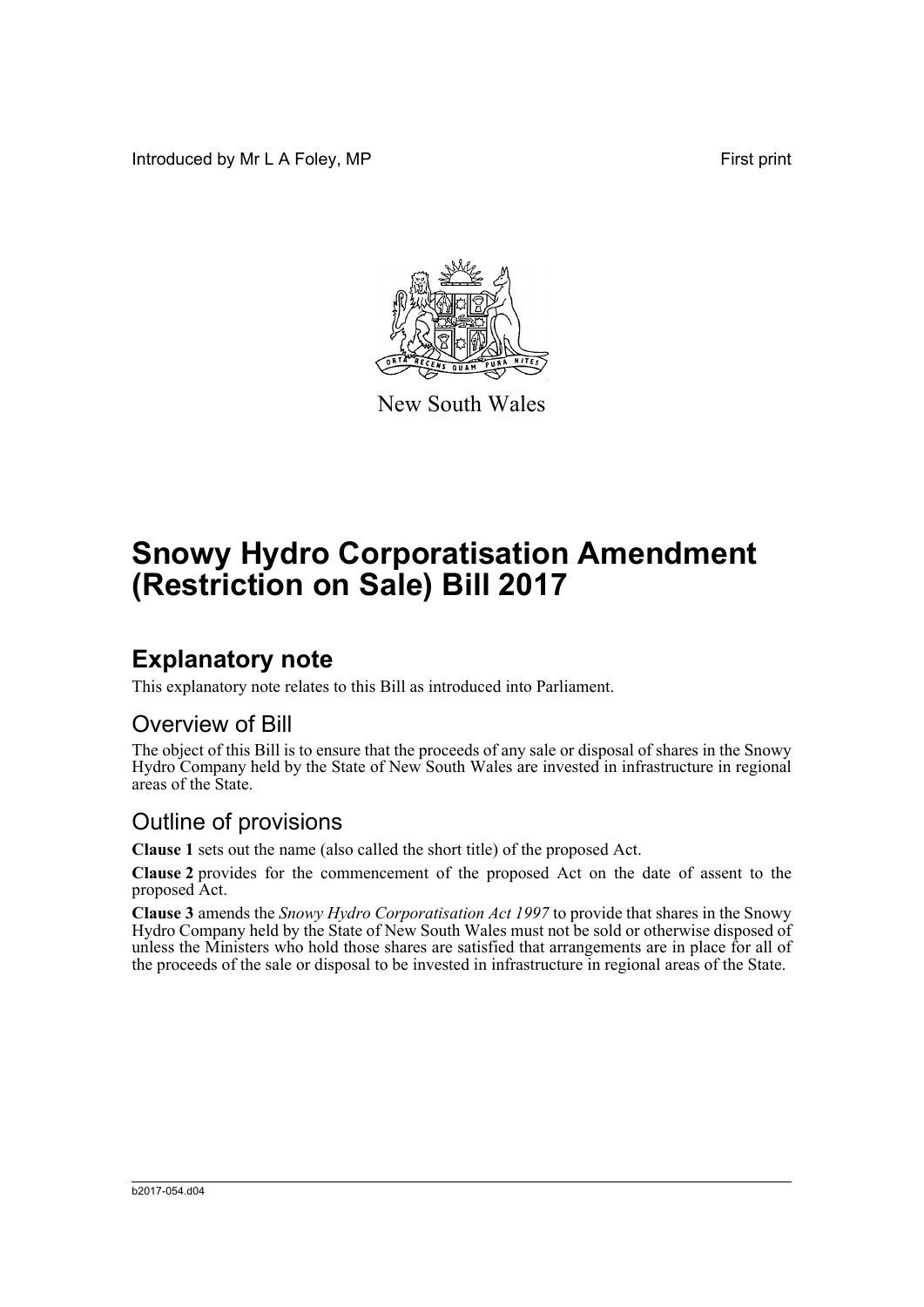Introduced by Mr L A Foley, MP

First print

New South Wales

# Snowy Hydro Corporatisation Amendment (Restriction on Sale) Bill 2017

## Explanatory note

This explanatory note relates to this Bill as introduced into Parliament.

### Overview of Bill

The object of this Bill is to ensure that the proceeds of any sale or disposal of shares in the Snowy Hydro Company held by the State of New South Wales are invested in infrastructure in regional areas of the State.

### Outline of provisions

**Clause 1** sets out the name (also called the short title) of the proposed Act.

**Clause 2** provides for the commencement of the proposed Act on the date of assent to the proposed Act.

**Clause 3** amends the *Snowy Hydro Corporatisation Act 1997* to provide that shares in the Snowy Hydro Company held by the State of New South Wales must not be sold or otherwise disposed of unless the Ministers who hold those shares are satisfied that arrangements are in place for all of the proceeds of the sale or disposal to be invested in infrastructure in regional areas of the State.

b2017-054.d04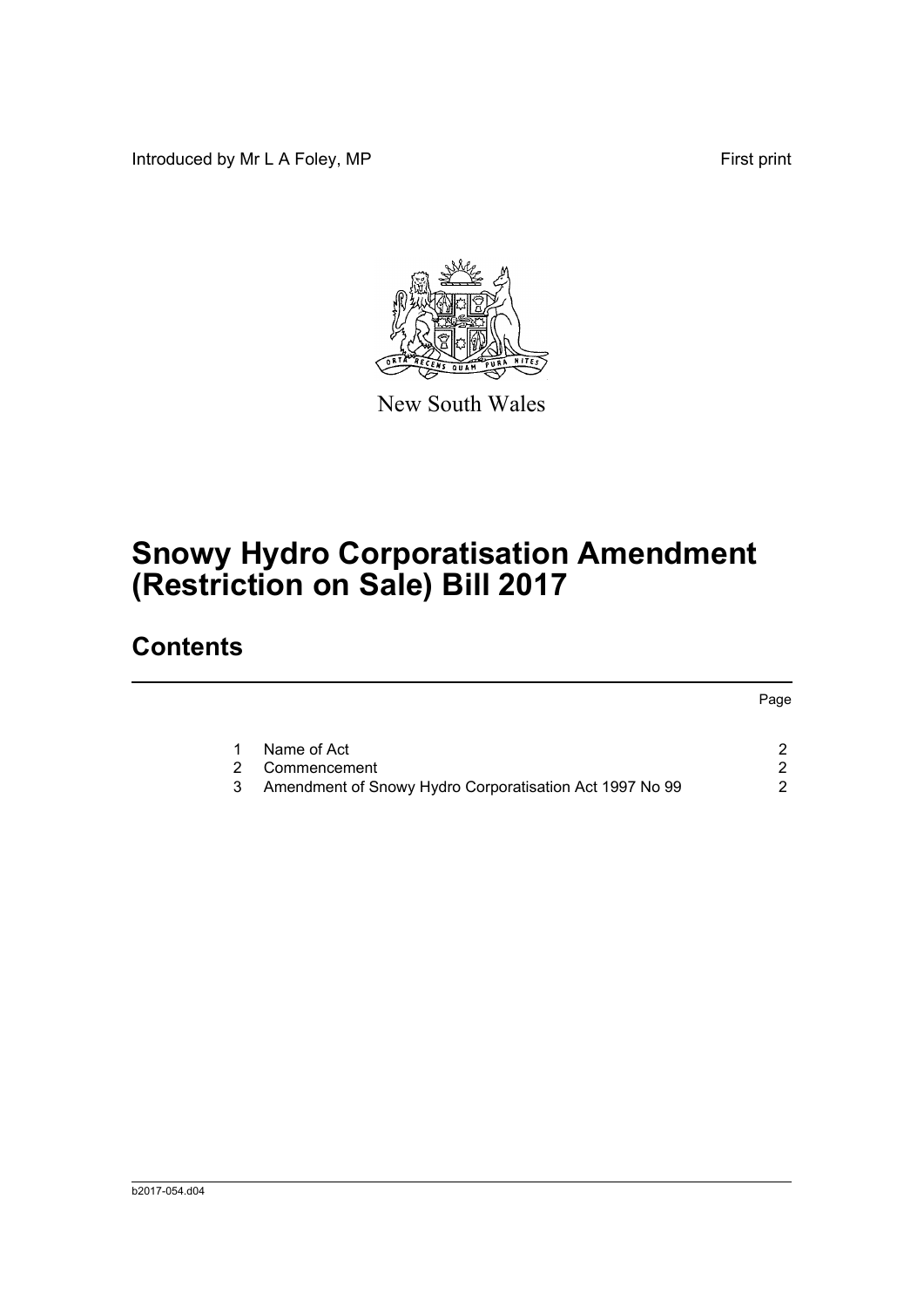Introduced by Mr L A Foley, MP

First print

New South Wales

# Snowy Hydro Corporatisation Amendment (Restriction on Sale) Bill 2017

## Contents

| | | Page |
|---|---|---|
| 1 | Name of Act | 2 |
| 2 | Commencement | 2 |
| 3 | Amendment of Snowy Hydro Corporatisation Act 1997 No 99 | 2 |

b2017-054.d04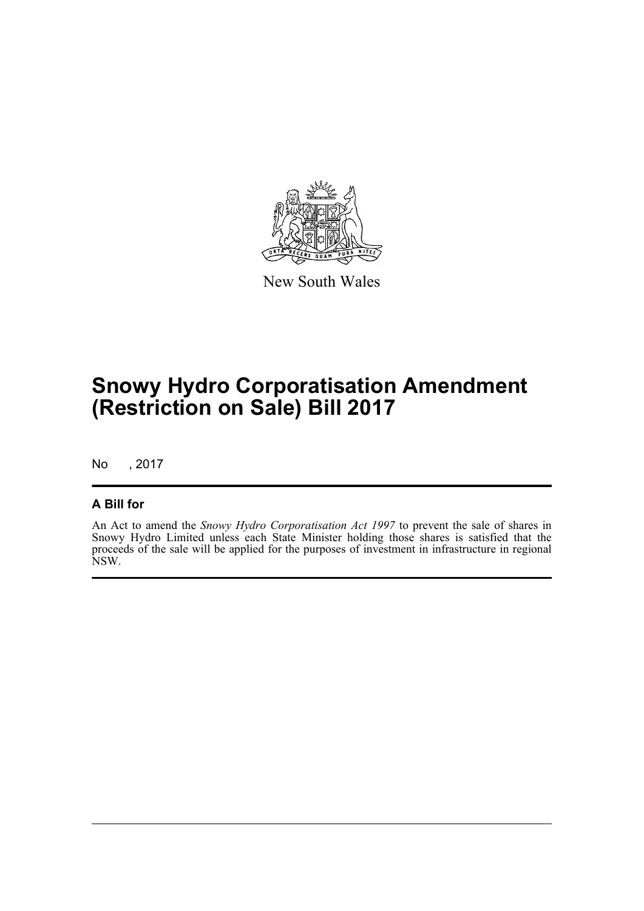New South Wales

# Snowy Hydro Corporatisation Amendment (Restriction on Sale) Bill 2017

No , 2017

## A Bill for

An Act to amend the *Snowy Hydro Corporatisation Act 1997* to prevent the sale of shares in Snowy Hydro Limited unless each State Minister holding those shares is satisfied that the proceeds of the sale will be applied for the purposes of investment in infrastructure in regional NSW.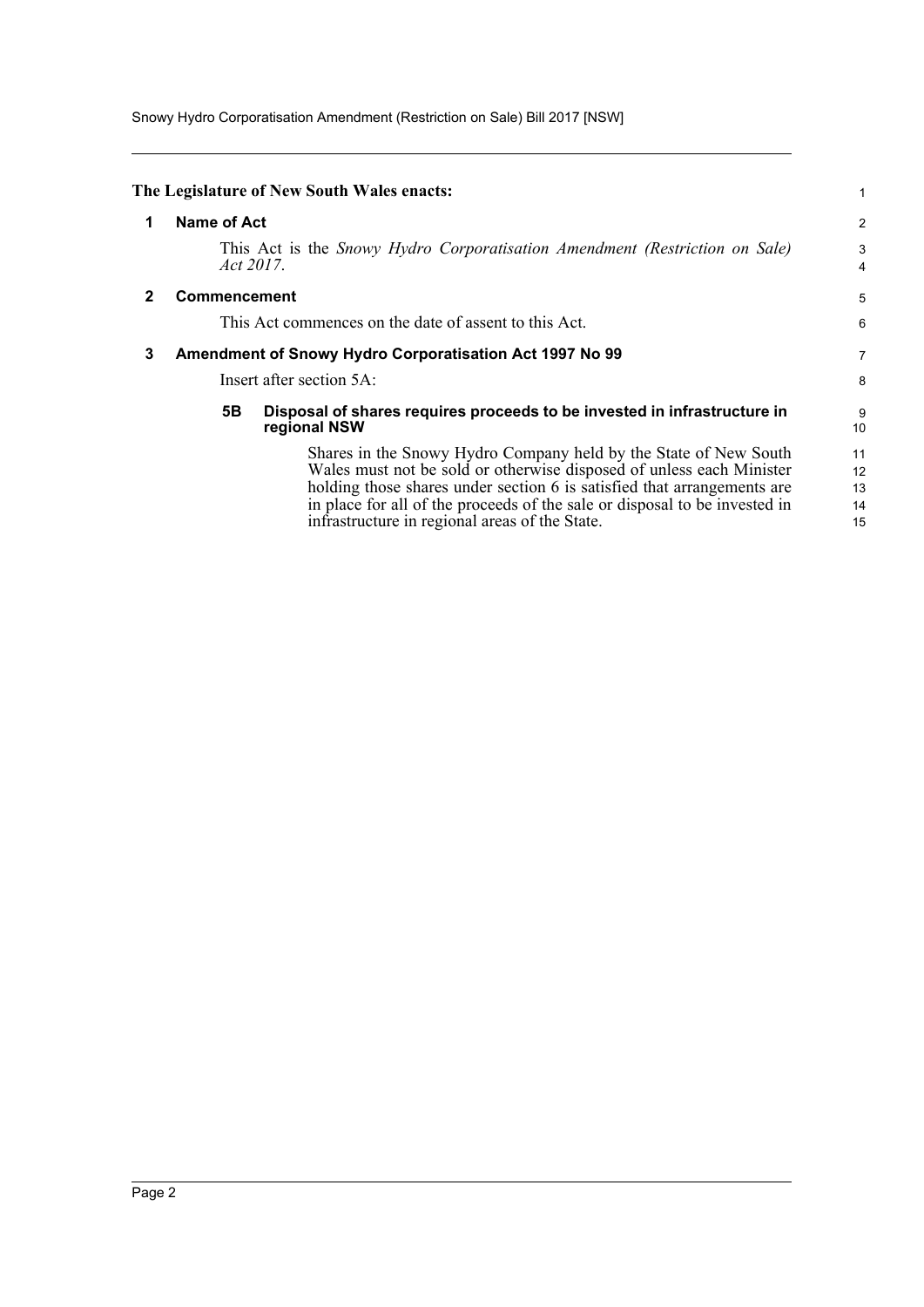**The Legislature of New South Wales enacts:**

## 1 Name of Act

This Act is the *Snowy Hydro Corporatisation Amendment (Restriction on Sale) Act 2017*.

## 2 Commencement

This Act commences on the date of assent to this Act.

## 3 Amendment of Snowy Hydro Corporatisation Act 1997 No 99

Insert after section 5A:

### 5B Disposal of shares requires proceeds to be invested in infrastructure in regional NSW

Shares in the Snowy Hydro Company held by the State of New South Wales must not be sold or otherwise disposed of unless each Minister holding those shares under section 6 is satisfied that arrangements are in place for all of the proceeds of the sale or disposal to be invested in infrastructure in regional areas of the State.